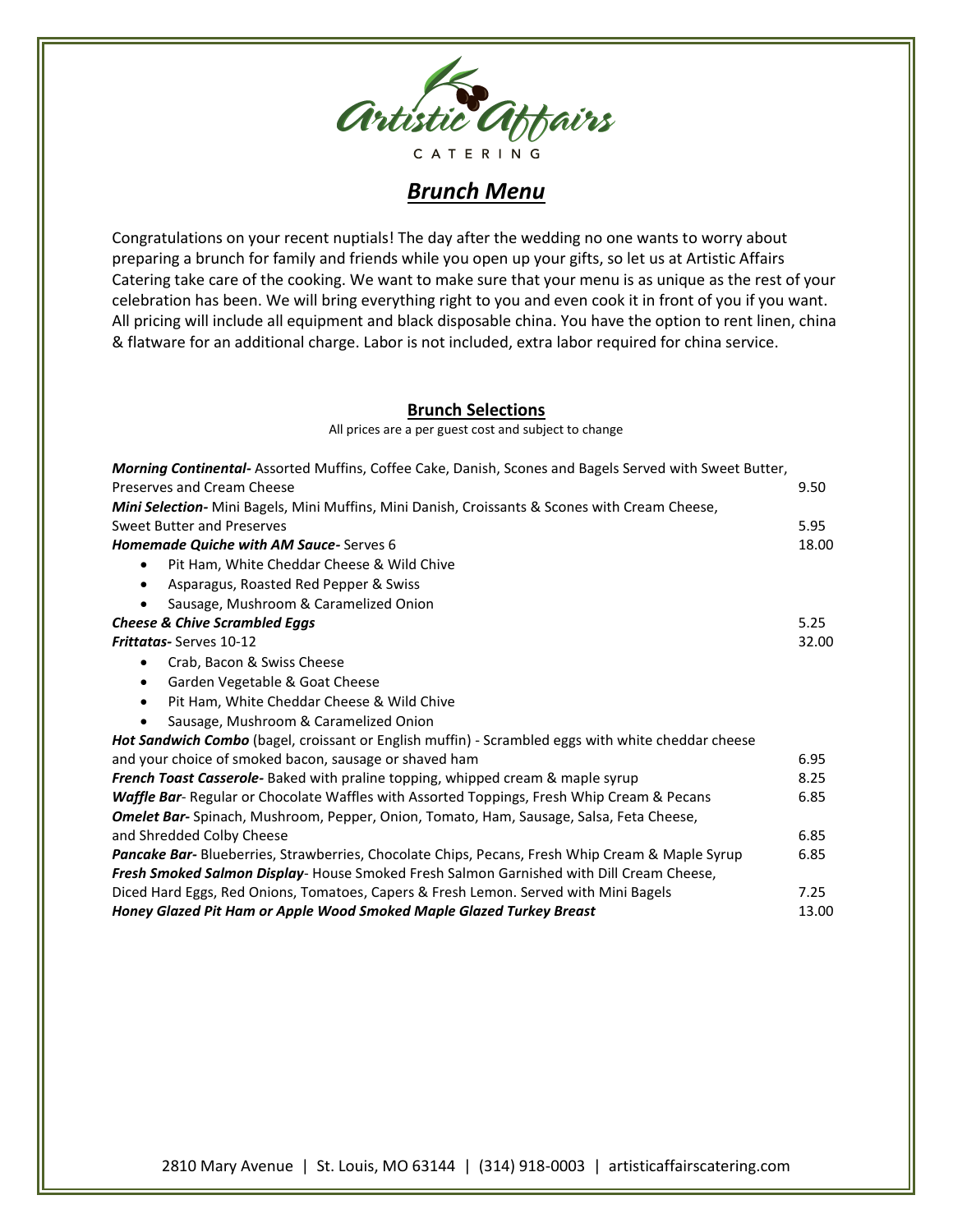Artistic Affairs

CATERING

# *Brunch Menu*

Congratulations on your recent nuptials! The day after the wedding no one wants to worry about preparing a brunch for family and friends while you open up your gifts, so let us at Artistic Affairs Catering take care of the cooking. We want to make sure that your menu is as unique as the rest of your celebration has been. We will bring everything right to you and even cook it in front of you if you want. All pricing will include all equipment and black disposable china. You have the option to rent linen, china & flatware for an additional charge. Labor is not included, extra labor required for china service.

## Brunch Selections

All prices are a per guest cost and subject to change

***Morning Continental-*** Assorted Muffins, Coffee Cake, Danish, Scones and Bagels Served with Sweet Butter, Preserves and Cream Cheese — 9.50

***Mini Selection-*** Mini Bagels, Mini Muffins, Mini Danish, Croissants & Scones with Cream Cheese, Sweet Butter and Preserves — 5.95

***Homemade Quiche with AM Sauce-*** Serves 6 — 18.00

- Pit Ham, White Cheddar Cheese & Wild Chive
- Asparagus, Roasted Red Pepper & Swiss
- Sausage, Mushroom & Caramelized Onion

***Cheese & Chive Scrambled Eggs*** — 5.25

***Frittatas-*** Serves 10-12 — 32.00

- Crab, Bacon & Swiss Cheese
- Garden Vegetable & Goat Cheese
- Pit Ham, White Cheddar Cheese & Wild Chive
- Sausage, Mushroom & Caramelized Onion

***Hot Sandwich Combo*** (bagel, croissant or English muffin) - Scrambled eggs with white cheddar cheese and your choice of smoked bacon, sausage or shaved ham — 6.95

***French Toast Casserole-*** Baked with praline topping, whipped cream & maple syrup — 8.25

***Waffle Bar***- Regular or Chocolate Waffles with Assorted Toppings, Fresh Whip Cream & Pecans — 6.85

***Omelet Bar-*** Spinach, Mushroom, Pepper, Onion, Tomato, Ham, Sausage, Salsa, Feta Cheese, and Shredded Colby Cheese — 6.85

***Pancake Bar-*** Blueberries, Strawberries, Chocolate Chips, Pecans, Fresh Whip Cream & Maple Syrup — 6.85

***Fresh Smoked Salmon Display***- House Smoked Fresh Salmon Garnished with Dill Cream Cheese, Diced Hard Eggs, Red Onions, Tomatoes, Capers & Fresh Lemon. Served with Mini Bagels — 7.25

***Honey Glazed Pit Ham or Apple Wood Smoked Maple Glazed Turkey Breast*** — 13.00

2810 Mary Avenue | St. Louis, MO 63144 | (314) 918-0003 | artisticaffairscatering.com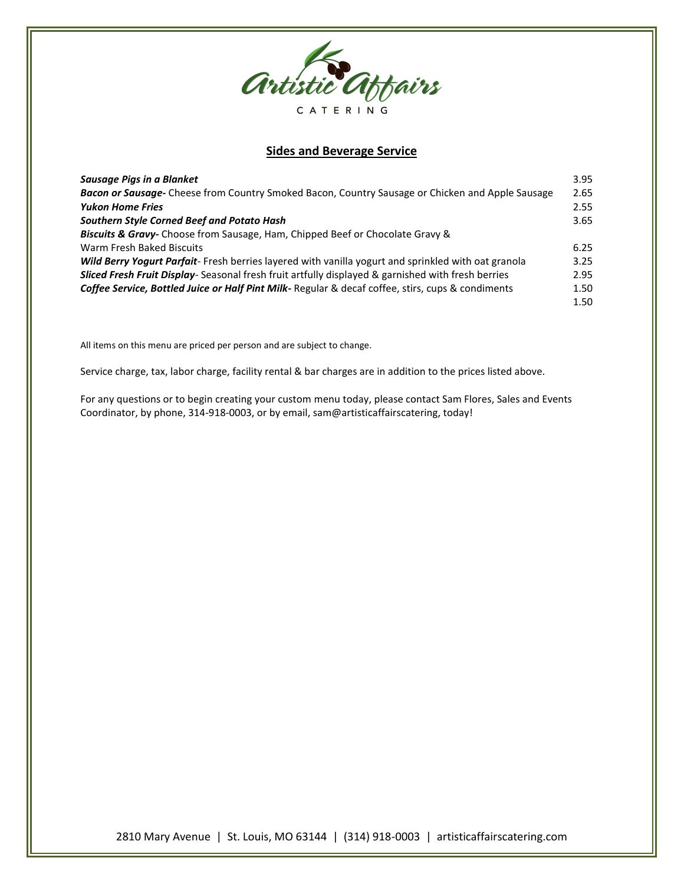## Sides and Beverage Service

| | |
|---|---|
| ***Sausage Pigs in a Blanket*** | 3.95 |
| ***Bacon or Sausage-*** Cheese from Country Smoked Bacon, Country Sausage or Chicken and Apple Sausage | 2.65 |
| ***Yukon Home Fries*** | 2.55 |
| ***Southern Style Corned Beef and Potato Hash*** | 3.65 |
| ***Biscuits & Gravy-*** Choose from Sausage, Ham, Chipped Beef or Chocolate Gravy & Warm Fresh Baked Biscuits | 6.25 |
| ***Wild Berry Yogurt Parfait***- Fresh berries layered with vanilla yogurt and sprinkled with oat granola | 3.25 |
| ***Sliced Fresh Fruit Display***- Seasonal fresh fruit artfully displayed & garnished with fresh berries | 2.95 |
| ***Coffee Service, Bottled Juice or Half Pint Milk-*** Regular & decaf coffee, stirs, cups & condiments | 1.50 |
| | 1.50 |

All items on this menu are priced per person and are subject to change.

Service charge, tax, labor charge, facility rental & bar charges are in addition to the prices listed above.

For any questions or to begin creating your custom menu today, please contact Sam Flores, Sales and Events Coordinator, by phone, 314-918-0003, or by email, sam@artisticaffairscatering, today!